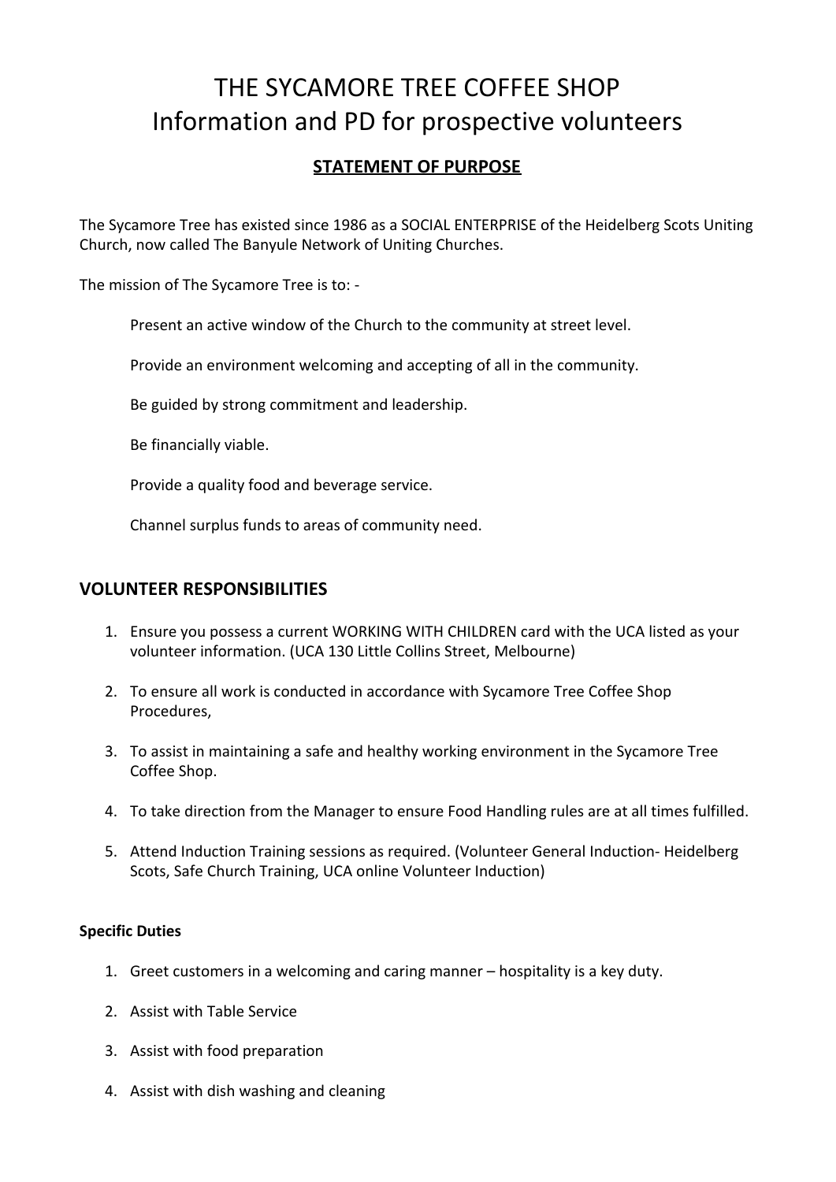# THE SYCAMORE TREE COFFEE SHOP
# Information and PD for prospective volunteers

## STATEMENT OF PURPOSE

The Sycamore Tree has existed since 1986 as a SOCIAL ENTERPRISE of the Heidelberg Scots Uniting Church, now called The Banyule Network of Uniting Churches.

The mission of The Sycamore Tree is to: -

Present an active window of the Church to the community at street level.

Provide an environment welcoming and accepting of all in the community.

Be guided by strong commitment and leadership.

Be financially viable.

Provide a quality food and beverage service.

Channel surplus funds to areas of community need.

## VOLUNTEER RESPONSIBILITIES

1. Ensure you possess a current WORKING WITH CHILDREN card with the UCA listed as your volunteer information. (UCA 130 Little Collins Street, Melbourne)
2. To ensure all work is conducted in accordance with Sycamore Tree Coffee Shop Procedures,
3. To assist in maintaining a safe and healthy working environment in the Sycamore Tree Coffee Shop.
4. To take direction from the Manager to ensure Food Handling rules are at all times fulfilled.
5. Attend Induction Training sessions as required. (Volunteer General Induction- Heidelberg Scots, Safe Church Training, UCA online Volunteer Induction)

**Specific Duties**

1. Greet customers in a welcoming and caring manner – hospitality is a key duty.
2. Assist with Table Service
3. Assist with food preparation
4. Assist with dish washing and cleaning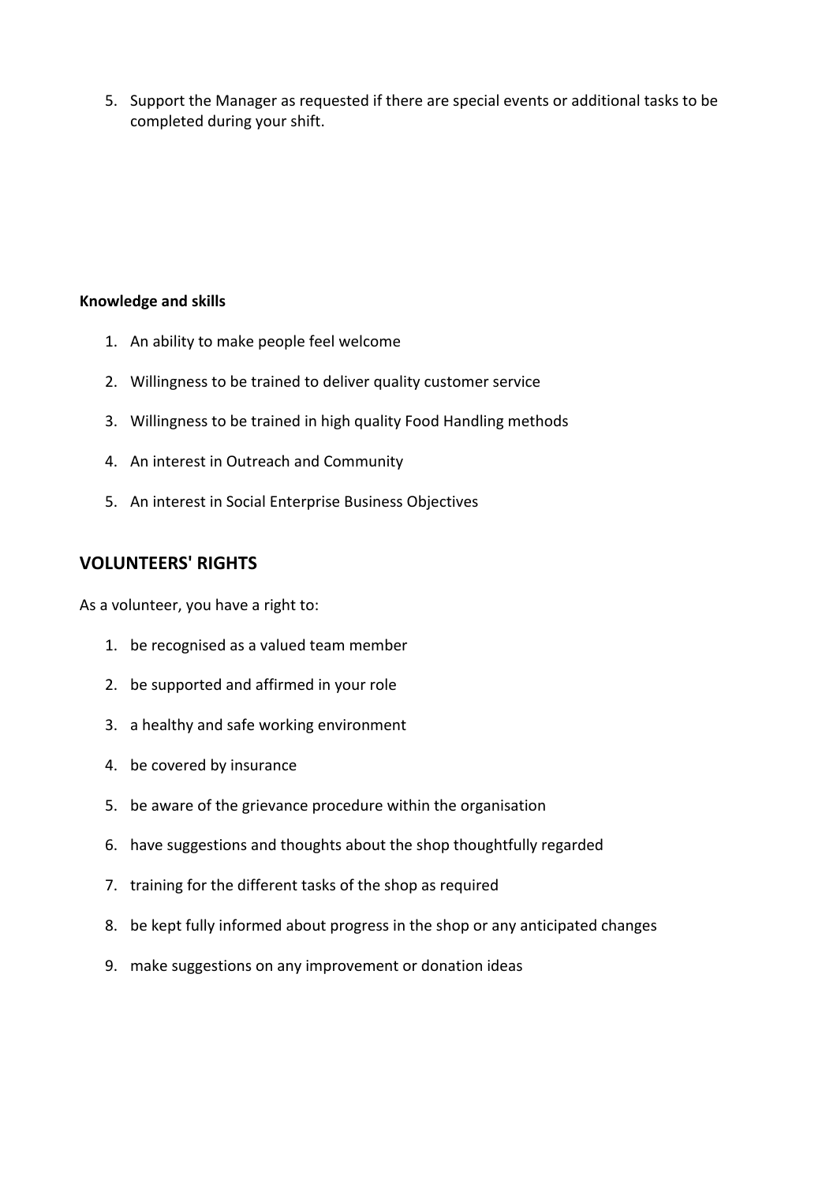5. Support the Manager as requested if there are special events or additional tasks to be completed during your shift.

**Knowledge and skills**

1. An ability to make people feel welcome
2. Willingness to be trained to deliver quality customer service
3. Willingness to be trained in high quality Food Handling methods
4. An interest in Outreach and Community
5. An interest in Social Enterprise Business Objectives

## VOLUNTEERS' RIGHTS

As a volunteer, you have a right to:

1. be recognised as a valued team member
2. be supported and affirmed in your role
3. a healthy and safe working environment
4. be covered by insurance
5. be aware of the grievance procedure within the organisation
6. have suggestions and thoughts about the shop thoughtfully regarded
7. training for the different tasks of the shop as required
8. be kept fully informed about progress in the shop or any anticipated changes
9. make suggestions on any improvement or donation ideas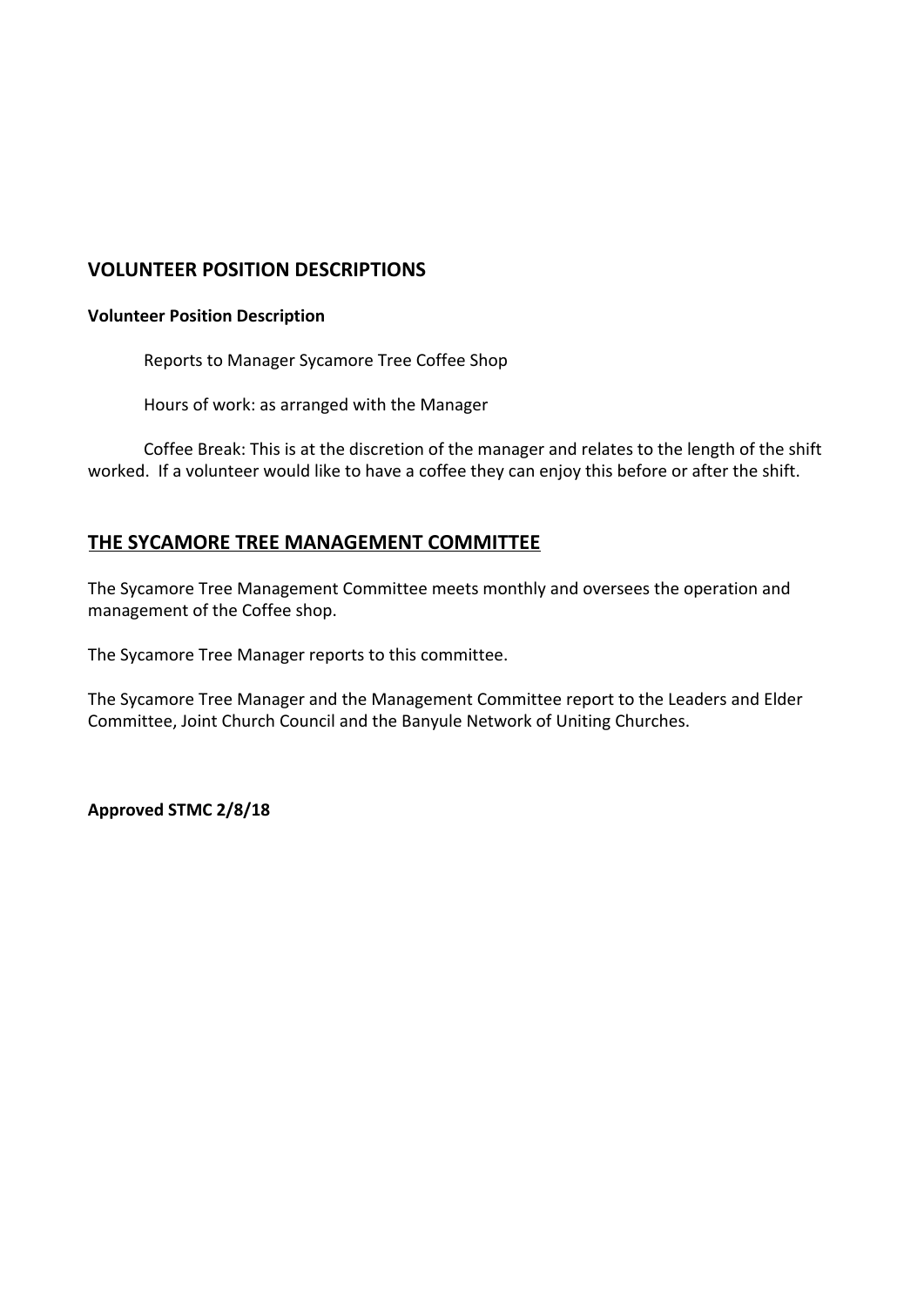## VOLUNTEER POSITION DESCRIPTIONS

**Volunteer Position Description**

Reports to Manager Sycamore Tree Coffee Shop

Hours of work: as arranged with the Manager

Coffee Break: This is at the discretion of the manager and relates to the length of the shift worked. If a volunteer would like to have a coffee they can enjoy this before or after the shift.

## THE SYCAMORE TREE MANAGEMENT COMMITTEE

The Sycamore Tree Management Committee meets monthly and oversees the operation and management of the Coffee shop.

The Sycamore Tree Manager reports to this committee.

The Sycamore Tree Manager and the Management Committee report to the Leaders and Elder Committee, Joint Church Council and the Banyule Network of Uniting Churches.

**Approved STMC 2/8/18**